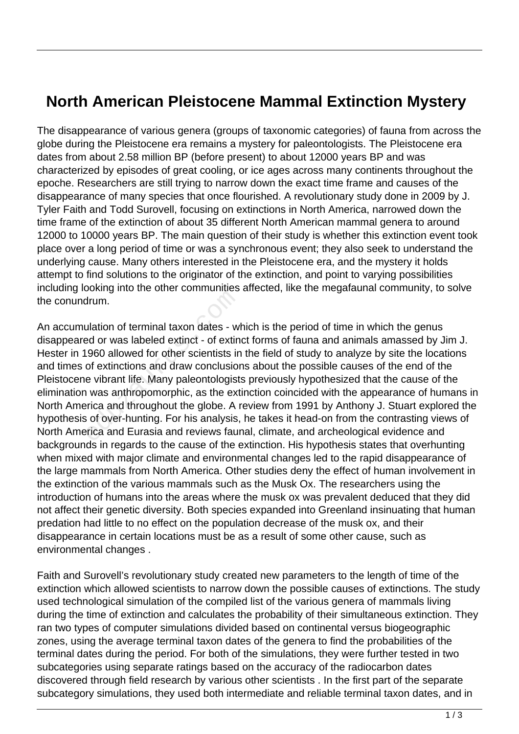# North American Pleistocene Mammal Extinction Mystery

The disappearance of various genera (groups of taxonomic categories) of fauna from across the globe during the Pleistocene era remains a mystery for paleontologists. The Pleistocene era dates from about 2.58 million BP (before present) to about 12000 years BP and was characterized by episodes of great cooling, or ice ages across many continents throughout the epoche. Researchers are still trying to narrow down the exact time frame and causes of the disappearance of many species that once flourished. A revolutionary study done in 2009 by J. Tyler Faith and Todd Surovell, focusing on extinctions in North America, narrowed down the time frame of the extinction of about 35 different North American mammal genera to around 12000 to 10000 years BP. The main question of their study is whether this extinction event took place over a long period of time or was a synchronous event; they also seek to understand the underlying cause. Many others interested in the Pleistocene era, and the mystery it holds attempt to find solutions to the originator of the extinction, and point to varying possibilities including looking into the other communities affected, like the megafaunal community, to solve the conundrum.

An accumulation of terminal taxon dates - which is the period of time in which the genus disappeared or was labeled extinct - of extinct forms of fauna and animals amassed by Jim J. Hester in 1960 allowed for other scientists in the field of study to analyze by site the locations and times of extinctions and draw conclusions about the possible causes of the end of the Pleistocene vibrant life. Many paleontologists previously hypothesized that the cause of the elimination was anthropomorphic, as the extinction coincided with the appearance of humans in North America and throughout the globe. A review from 1991 by Anthony J. Stuart explored the hypothesis of over-hunting. For his analysis, he takes it head-on from the contrasting views of North America and Eurasia and reviews faunal, climate, and archeological evidence and backgrounds in regards to the cause of the extinction. His hypothesis states that overhunting when mixed with major climate and environmental changes led to the rapid disappearance of the large mammals from North America. Other studies deny the effect of human involvement in the extinction of the various mammals such as the Musk Ox. The researchers using the introduction of humans into the areas where the musk ox was prevalent deduced that they did not affect their genetic diversity. Both species expanded into Greenland insinuating that human predation had little to no effect on the population decrease of the musk ox, and their disappearance in certain locations must be as a result of some other cause, such as environmental changes .

Faith and Surovell's revolutionary study created new parameters to the length of time of the extinction which allowed scientists to narrow down the possible causes of extinctions. The study used technological simulation of the compiled list of the various genera of mammals living during the time of extinction and calculates the probability of their simultaneous extinction. They ran two types of computer simulations divided based on continental versus biogeographic zones, using the average terminal taxon dates of the genera to find the probabilities of the terminal dates during the period. For both of the simulations, they were further tested in two subcategories using separate ratings based on the accuracy of the radiocarbon dates discovered through field research by various other scientists . In the first part of the separate subcategory simulations, they used both intermediate and reliable terminal taxon dates, and in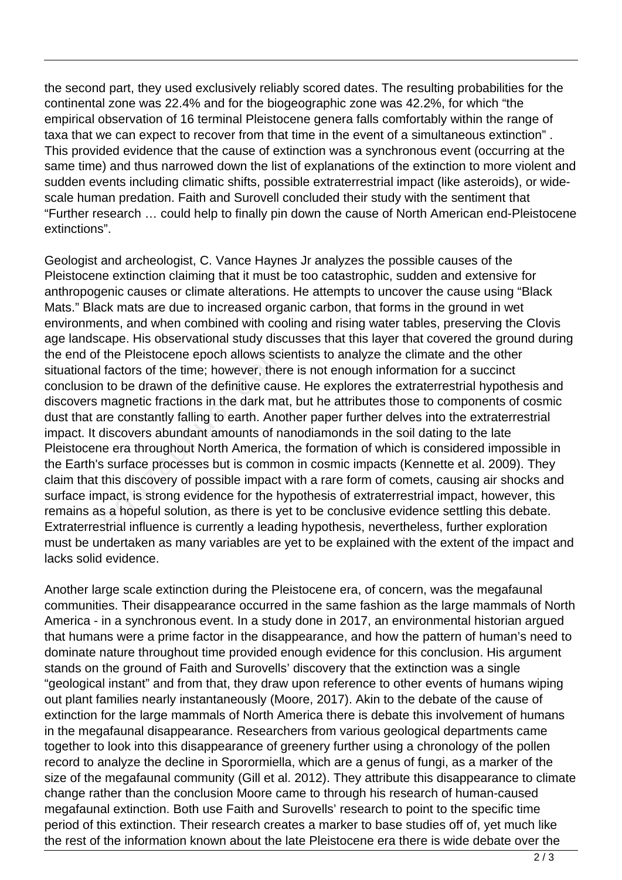the second part, they used exclusively reliably scored dates. The resulting probabilities for the continental zone was 22.4% and for the biogeographic zone was 42.2%, for which "the empirical observation of 16 terminal Pleistocene genera falls comfortably within the range of taxa that we can expect to recover from that time in the event of a simultaneous extinction" . This provided evidence that the cause of extinction was a synchronous event (occurring at the same time) and thus narrowed down the list of explanations of the extinction to more violent and sudden events including climatic shifts, possible extraterrestrial impact (like asteroids), or wide-scale human predation. Faith and Surovell concluded their study with the sentiment that "Further research … could help to finally pin down the cause of North American end-Pleistocene extinctions".

Geologist and archeologist, C. Vance Haynes Jr analyzes the possible causes of the Pleistocene extinction claiming that it must be too catastrophic, sudden and extensive for anthropogenic causes or climate alterations. He attempts to uncover the cause using "Black Mats." Black mats are due to increased organic carbon, that forms in the ground in wet environments, and when combined with cooling and rising water tables, preserving the Clovis age landscape. His observational study discusses that this layer that covered the ground during the end of the Pleistocene epoch allows scientists to analyze the climate and the other situational factors of the time; however, there is not enough information for a succinct conclusion to be drawn of the definitive cause. He explores the extraterrestrial hypothesis and discovers magnetic fractions in the dark mat, but he attributes those to components of cosmic dust that are constantly falling to earth. Another paper further delves into the extraterrestrial impact. It discovers abundant amounts of nanodiamonds in the soil dating to the late Pleistocene era throughout North America, the formation of which is considered impossible in the Earth's surface processes but is common in cosmic impacts (Kennette et al. 2009). They claim that this discovery of possible impact with a rare form of comets, causing air shocks and surface impact, is strong evidence for the hypothesis of extraterrestrial impact, however, this remains as a hopeful solution, as there is yet to be conclusive evidence settling this debate. Extraterrestrial influence is currently a leading hypothesis, nevertheless, further exploration must be undertaken as many variables are yet to be explained with the extent of the impact and lacks solid evidence.

Another large scale extinction during the Pleistocene era, of concern, was the megafaunal communities. Their disappearance occurred in the same fashion as the large mammals of North America - in a synchronous event. In a study done in 2017, an environmental historian argued that humans were a prime factor in the disappearance, and how the pattern of human's need to dominate nature throughout time provided enough evidence for this conclusion. His argument stands on the ground of Faith and Surovells' discovery that the extinction was a single "geological instant" and from that, they draw upon reference to other events of humans wiping out plant families nearly instantaneously (Moore, 2017). Akin to the debate of the cause of extinction for the large mammals of North America there is debate this involvement of humans in the megafaunal disappearance. Researchers from various geological departments came together to look into this disappearance of greenery further using a chronology of the pollen record to analyze the decline in Sporormiella, which are a genus of fungi, as a marker of the size of the megafaunal community (Gill et al. 2012). They attribute this disappearance to climate change rather than the conclusion Moore came to through his research of human-caused megafaunal extinction. Both use Faith and Surovells' research to point to the specific time period of this extinction. Their research creates a marker to base studies off of, yet much like the rest of the information known about the late Pleistocene era there is wide debate over the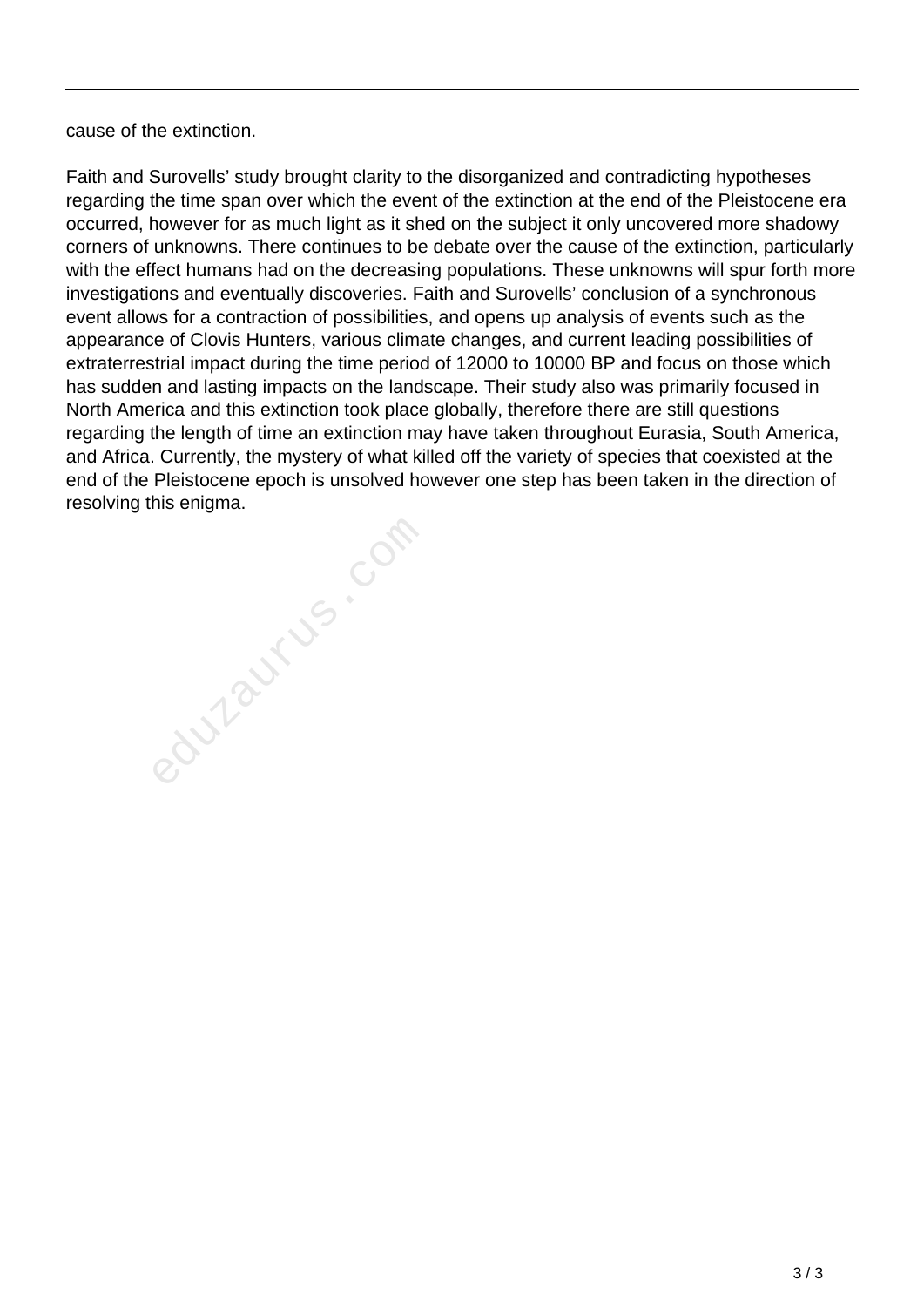cause of the extinction.

Faith and Surovells' study brought clarity to the disorganized and contradicting hypotheses regarding the time span over which the event of the extinction at the end of the Pleistocene era occurred, however for as much light as it shed on the subject it only uncovered more shadowy corners of unknowns. There continues to be debate over the cause of the extinction, particularly with the effect humans had on the decreasing populations. These unknowns will spur forth more investigations and eventually discoveries. Faith and Surovells' conclusion of a synchronous event allows for a contraction of possibilities, and opens up analysis of events such as the appearance of Clovis Hunters, various climate changes, and current leading possibilities of extraterrestrial impact during the time period of 12000 to 10000 BP and focus on those which has sudden and lasting impacts on the landscape. Their study also was primarily focused in North America and this extinction took place globally, therefore there are still questions regarding the length of time an extinction may have taken throughout Eurasia, South America, and Africa. Currently, the mystery of what killed off the variety of species that coexisted at the end of the Pleistocene epoch is unsolved however one step has been taken in the direction of resolving this enigma.